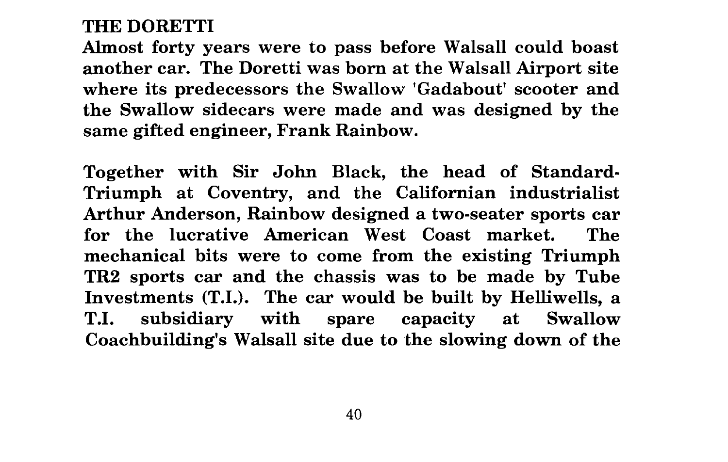## THE DORETTI

Almost forty years were to pass before Walsall could boast another car. The Doretti was born at the Walsall Airport site where its predecessors the Swallow 'Gadabout' scooter and the Swallow sidecars were made and was designed by the same gifted engineer, Frank Rainbow.

Together with Sir John Black, the head of Standard-Triumph at Coventry, and the Californian industrialist Arthur Anderson, Rainbow designed a two-seater sports car for the lucrative American West Coast market. The mechanical bits were to come from the existing Triumph TR2 sports car and the chassis was to be made by Tube Investments (T.I.). The car would be built by Helliwells, a T.I. subsidiary with spare capacity at Swallow Coachbuilding's Walsall site due to the slowing down of the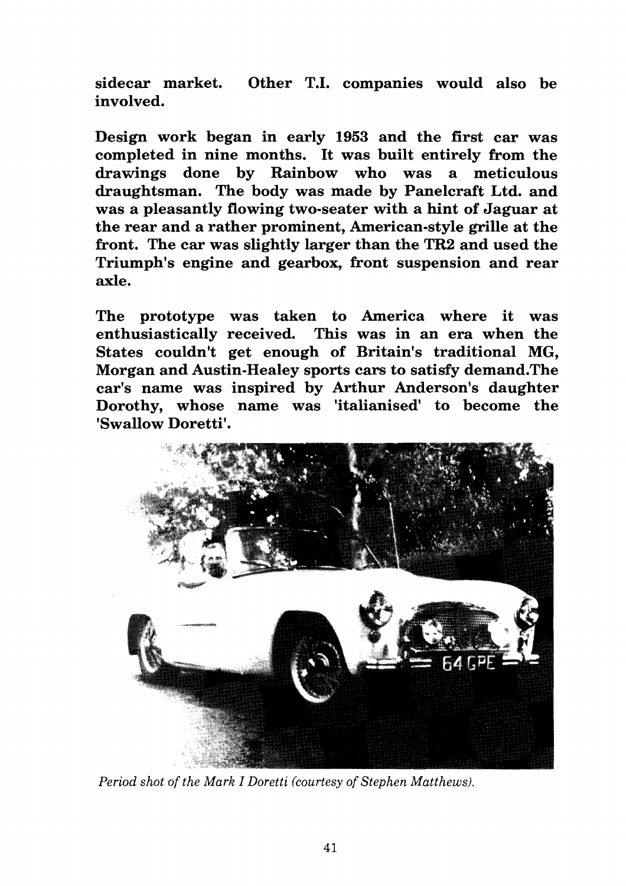**sidecar market. Other T.I. companies would also be involved.**

**Design work began in early 1953 and the first car was completed in nine months. It was built entirely from the drawings done by Rainbow who was a meticulous draughtsman. The body was made by Panelcraft Ltd. and was a pleasantly flowing two-seater with a hint of Jaguar at the rear and a rather prominent, American-style grille at the front. The car was slightly larger than the TR2 and used the Triumph's engine and gearbox, front suspension and rear axle.**

**The prototype was taken to America where it was enthusiastically received. This was in an era when the States couldn't get enough of Britain's traditional MG, Morgan and Austin-Healey sports cars to satisfy demand.The car's name was inspired by Arthur Anderson's daughter Dorothy, whose name was 'italianised' to become the 'Swallow Doretti'.**

*Period shot of the Mark I Doretti (courtesy of Stephen Matthews).*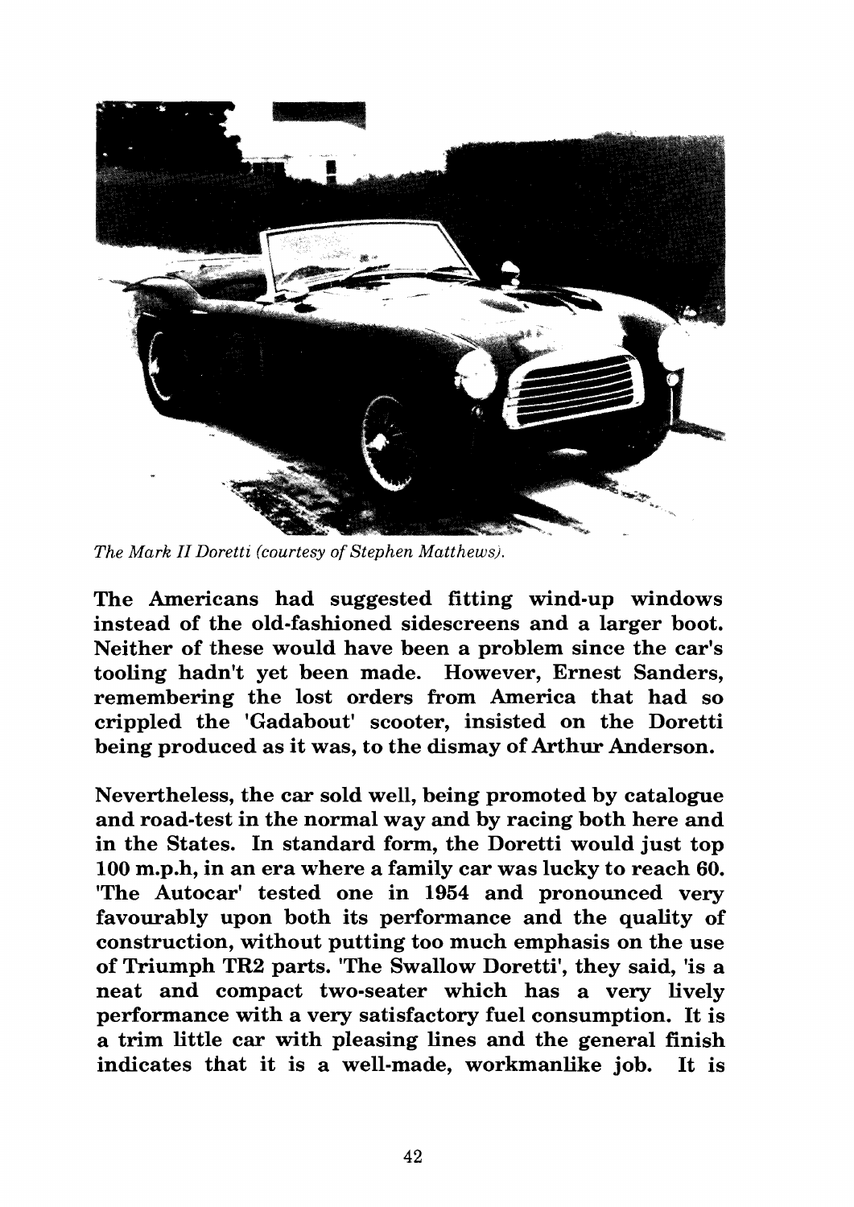*The Mark II Doretti (courtesy of Stephen Matthews).*

**The Americans had suggested fitting wind-up windows instead of the old-fashioned sidescreens and a larger boot. Neither of these would have been a problem since the car's tooling hadn't yet been made. However, Ernest Sanders, remembering the lost orders from America that had so crippled the 'Gadabout' scooter, insisted on the Doretti being produced as it was, to the dismay of Arthur Anderson.**

**Nevertheless, the car sold well, being promoted by catalogue and road-test in the normal way and by racing both here and in the States. In standard form, the Doretti would just top 100 m.p.h, in an era where a family car was lucky to reach 60. 'The Autocar' tested one in 1954 and pronounced very favourably upon both its performance and the quality of construction, without putting too much emphasis on the use of Triumph TR2 parts. 'The Swallow Doretti', they said, 'is a neat and compact two-seater which has a very lively performance with a very satisfactory fuel consumption. It is a trim little car with pleasing lines and the general finish indicates that it is a well-made, workmanlike job. It is**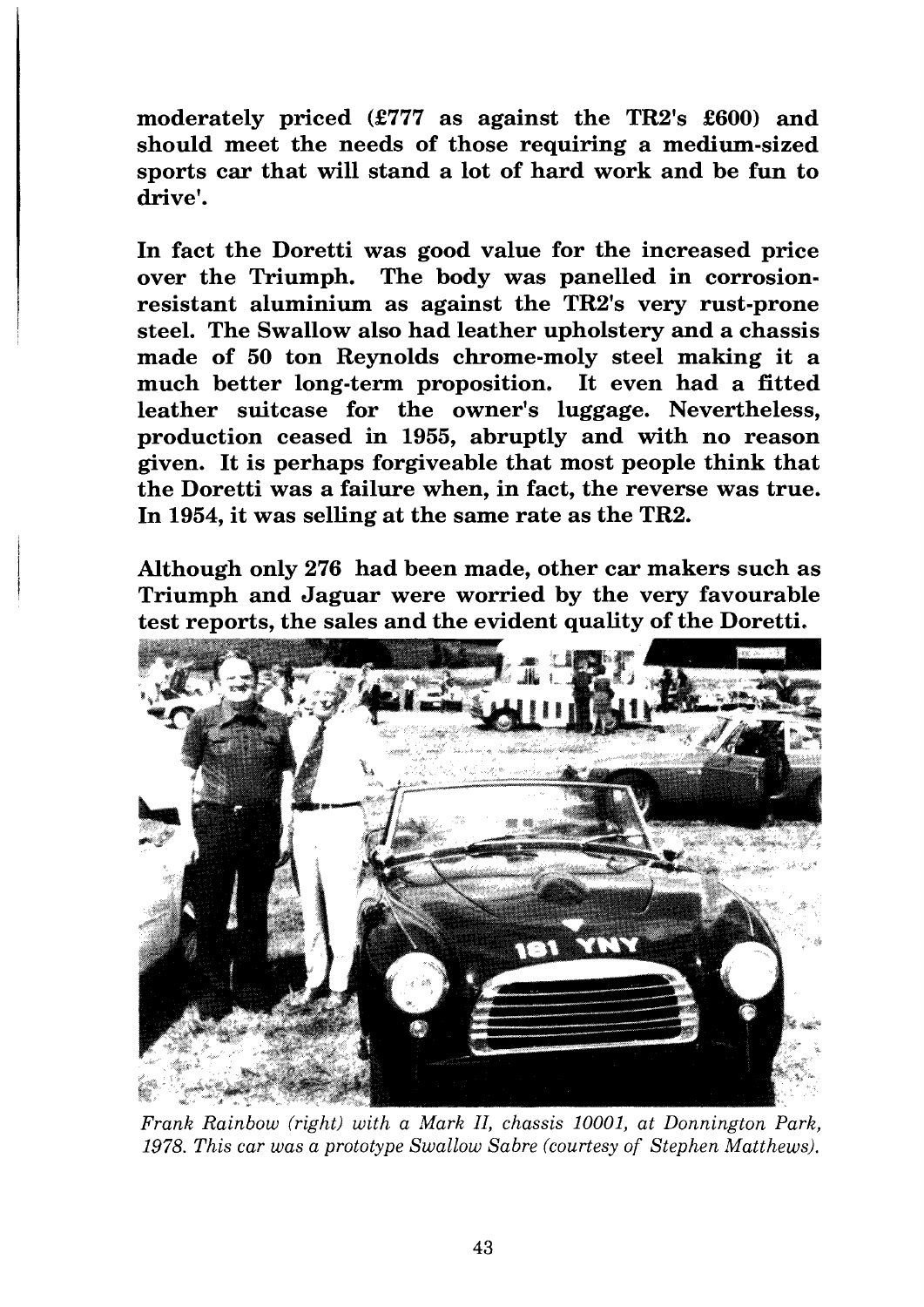**moderately priced (£777 as against the TR2's £600) and should meet the needs of those requiring a medium-sized sports car that will stand a lot of hard work and be fun to drive'.**

**In fact the Doretti was good value for the increased price over the Triumph. The body was panelled in corrosion-resistant aluminium as against the TR2's very rust-prone steel. The Swallow also had leather upholstery and a chassis made of 50 ton Reynolds chrome-moly steel making it a much better long-term proposition. It even had a fitted leather suitcase for the owner's luggage. Nevertheless, production ceased in 1955, abruptly and with no reason given. It is perhaps forgiveable that most people think that the Doretti was a failure when, in fact, the reverse was true. In 1954, it was selling at the same rate as the TR2.**

**Although only 276 had been made, other car makers such as Triumph and Jaguar were worried by the very favourable test reports, the sales and the evident quality of the Doretti.**

*Frank Rainbow (right) with a Mark II, chassis 10001, at Donnington Park, 1978. This car was a prototype Swallow Sabre (courtesy of Stephen Matthews).*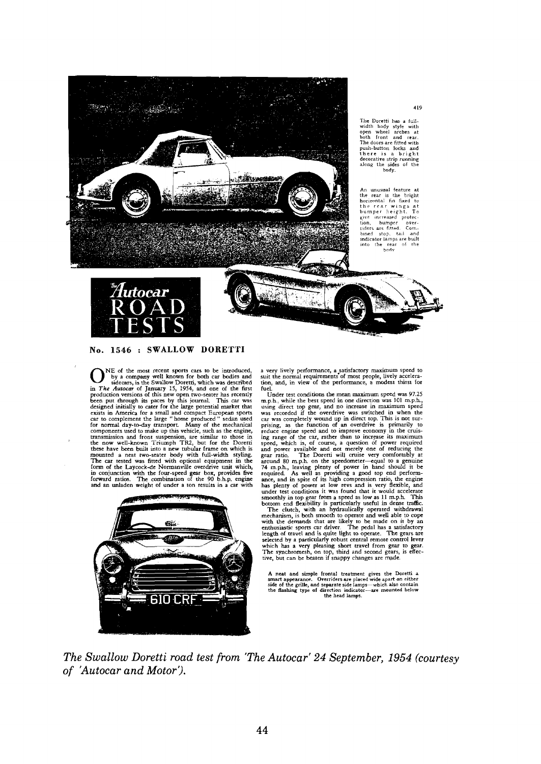The Doretti has a full-width body style with open wheel arches at both front and rear. The doors are fitted with push-button locks and there is a bright decorative strip running along the sides of the body.

An unusual feature at the rear is the bright horizontal fin fixed to the rear wings at bumper height. To give increased protection, bumper over-riders are fitted. Combined stop, tail and indicator lamps are built into the rear of the body.

*The Autocar* ROAD TESTS

## No. 1546 : SWALLOW DORETTI

ONE of the most recent sports cars to be introduced, by a company well known for both car bodies and sidecars, is the Swallow Doretti, which was described in *The Autocar* of January 15, 1954, and one of the first production versions of this new open two-seater has recently been put through its paces by this journal. This car was designed initially to cater for the large potential market that exists in America for a small and compact European sports car to complement the large "home produced" sedan used for normal day-to-day transport. Many of the mechanical components used to make up this vehicle, such as the engine, transmission and front suspension, are similar to those in the now well-known Triumph TR2, but for the Doretti these have been built into a new tubular frame on which is mounted a neat two-seater body with full-width styling. The car tested was fitted with optional equipment in the form of the Laycock-de Normanville overdrive unit which, in conjunction with the four-speed gear box, provides five forward ratios. The combination of the 90 b.h.p. engine and an unladen weight of under a ton results in a car with a very lively performance, a satisfactory maximum speed to suit the normal requirements of most people, lively acceleration, and, in view of the performance, a modest thirst for fuel.

Under test conditions the mean maximum speed was 97.25 m.p.h., while the best speed in one direction was 101 m.p.h., using direct top gear, and no increase in maximum speed was recorded if the overdrive was switched in when the car was completely wound up in direct top. This is not surprising, as the function of an overdrive is primarily to reduce engine speed and to improve economy in the cruising range of the car, rather than to increase its maximum speed, which is, of course, a question of power required and power available and not merely one of reducing the gear ratio. The Doretti will cruise very comfortably at around 80 m.p.h. on the speedometer—equal to a genuine 74 m.p.h., leaving plenty of power in hand should it be required. As well as providing a good top end performance, and in spite of its high compression ratio, the engine has plenty of power at low revs and is very flexible, and under test conditions it was found that it would accelerate smoothly in top gear from a speed as low as 11 m.p.h. This bottom end flexibility is particularly useful in dense traffic.

The clutch, with an hydraulically operated withdrawal mechanism, is both smooth to operate and well able to cope with the demands that are likely to be made on it by an enthusiastic sports car driver. The pedal has a satisfactory length of travel and is quite light to operate. The gears are selected by a particularly robust central remote control lever which has a very pleasing short travel from gear to gear. The synchromesh, on top, third and second gears, is effective, but can be beaten if snappy changes are made.

A neat and simple frontal treatment gives the Doretti a smart appearance. Overriders are placed wide apart on either side of the grille, and separate side lamps—which also contain the flashing type of direction indicator—are mounted below the head lamps.

*The Swallow Doretti road test from 'The Autocar' 24 September, 1954 (courtesy of 'Autocar and Motor').*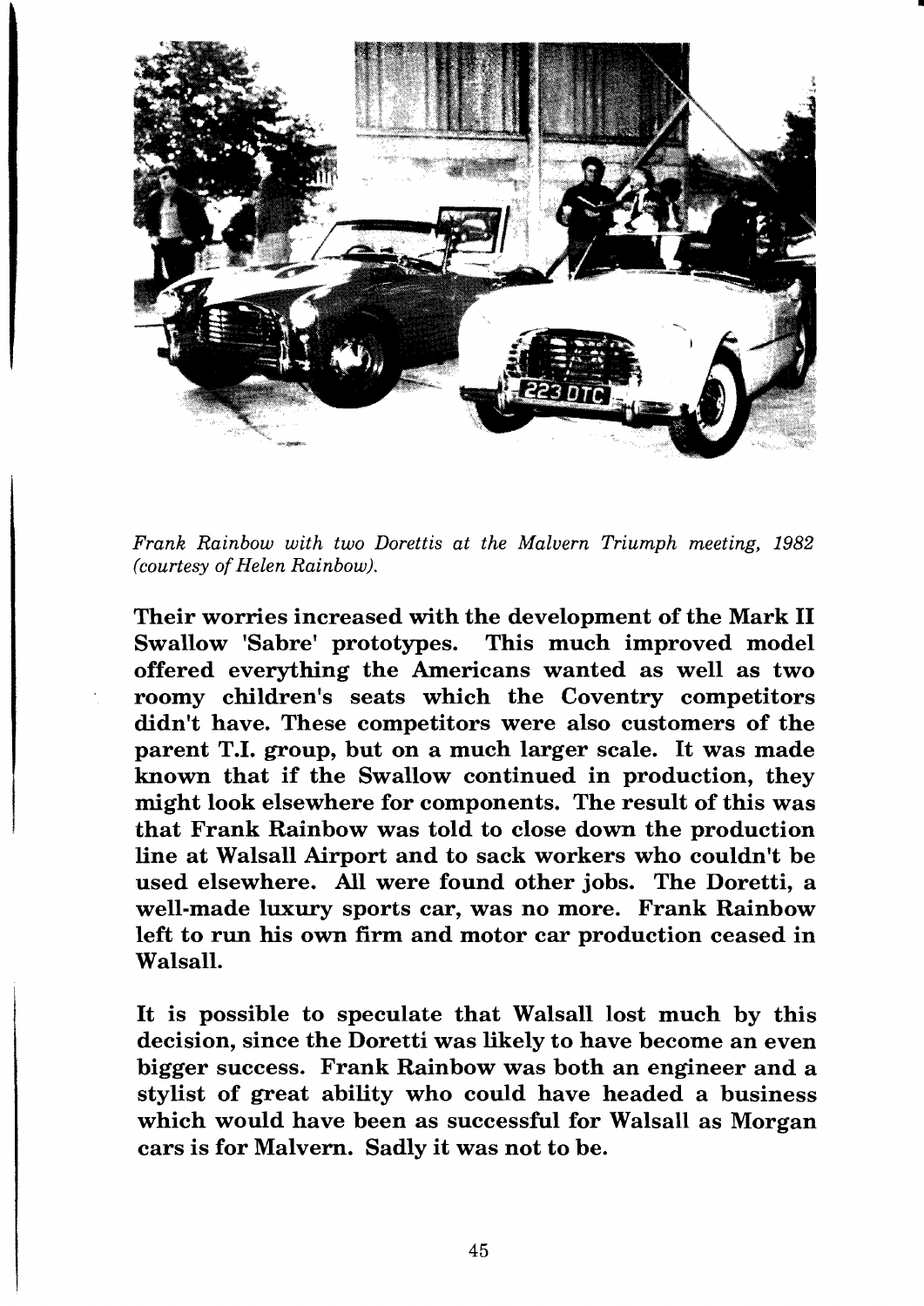*Frank Rainbow with two Dorettis at the Malvern Triumph meeting, 1982 (courtesy of Helen Rainbow).*

**Their worries increased with the development of the Mark II Swallow 'Sabre' prototypes. This much improved model offered everything the Americans wanted as well as two roomy children's seats which the Coventry competitors didn't have. These competitors were also customers of the parent T.I. group, but on a much larger scale. It was made known that if the Swallow continued in production, they might look elsewhere for components. The result of this was that Frank Rainbow was told to close down the production line at Walsall Airport and to sack workers who couldn't be used elsewhere. All were found other jobs. The Doretti, a well-made luxury sports car, was no more. Frank Rainbow left to run his own firm and motor car production ceased in Walsall.**

**It is possible to speculate that Walsall lost much by this decision, since the Doretti was likely to have become an even bigger success. Frank Rainbow was both an engineer and a stylist of great ability who could have headed a business which would have been as successful for Walsall as Morgan cars is for Malvern. Sadly it was not to be.**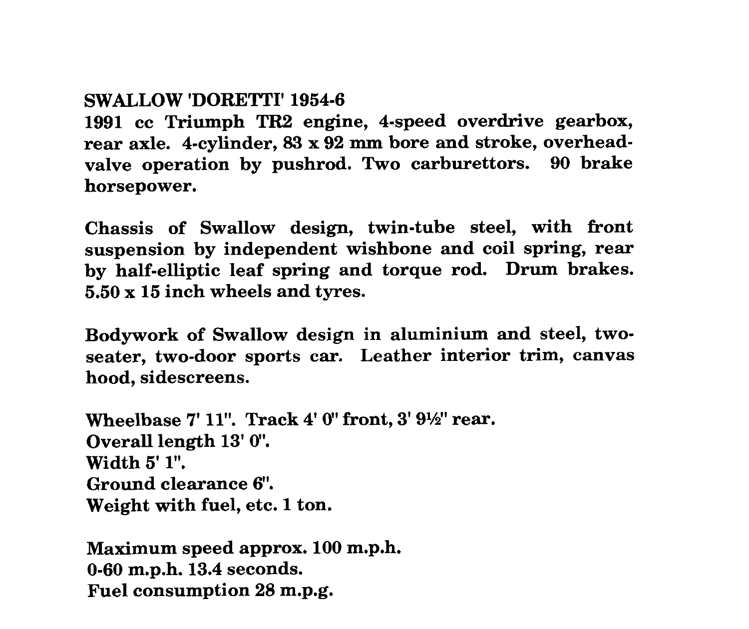**SWALLOW 'DORETTI' 1954-6**

**1991 cc Triumph TR2 engine, 4-speed overdrive gearbox, rear axle. 4-cylinder, 83 x 92 mm bore and stroke, overhead-valve operation by pushrod. Two carburettors. 90 brake horsepower.**

**Chassis of Swallow design, twin-tube steel, with front suspension by independent wishbone and coil spring, rear by half-elliptic leaf spring and torque rod. Drum brakes. 5.50 x 15 inch wheels and tyres.**

**Bodywork of Swallow design in aluminium and steel, two-seater, two-door sports car. Leather interior trim, canvas hood, sidescreens.**

**Wheelbase 7' 11". Track 4' 0" front, 3' 9½" rear.**
**Overall length 13' 0".**
**Width 5' 1".**
**Ground clearance 6".**
**Weight with fuel, etc. 1 ton.**

**Maximum speed approx. 100 m.p.h.**
**0-60 m.p.h. 13.4 seconds.**
**Fuel consumption 28 m.p.g.**